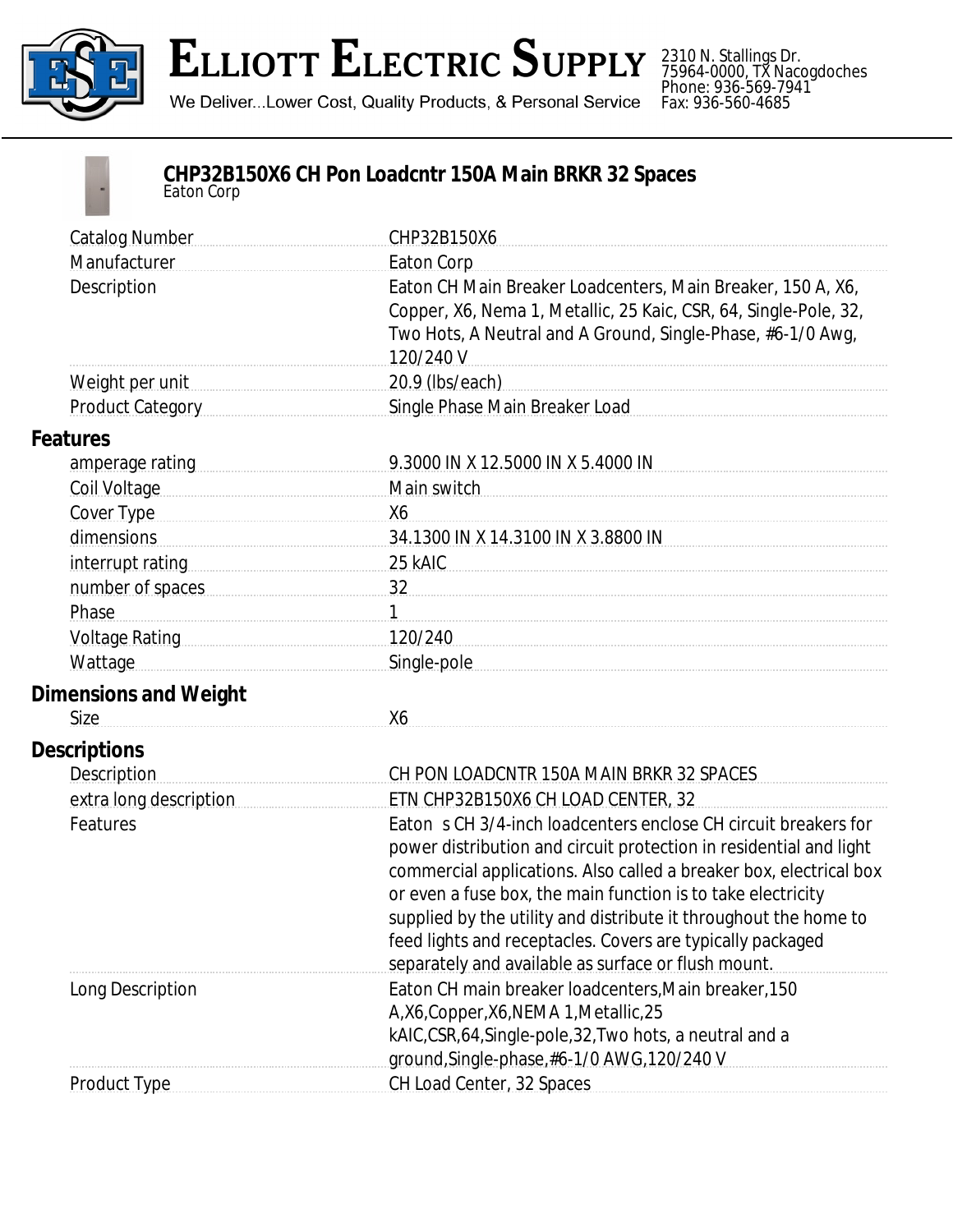# ELLIOTT ELECTRIC SUPPLY

We Deliver...Lower Cost, Quality Products, & Personal Service

2310 N. Stallings Dr.
75964-0000, TX Nacogdoches
Phone: 936-569-7941
Fax: 936-560-4685

## CHP32B150X6 CH Pon Loadcntr 150A Main BRKR 32 Spaces

Eaton Corp

| | |
|---|---|
| Catalog Number | CHP32B150X6 |
| Manufacturer | Eaton Corp |
| Description | Eaton CH Main Breaker Loadcenters, Main Breaker, 150 A, X6, Copper, X6, Nema 1, Metallic, 25 Kaic, CSR, 64, Single-Pole, 32, Two Hots, A Neutral and A Ground, Single-Phase, #6-1/0 Awg, 120/240 V |
| Weight per unit | 20.9 (lbs/each) |
| Product Category | Single Phase Main Breaker Load |

### Features

| | |
|---|---|
| amperage rating | 9.3000 IN X 12.5000 IN X 5.4000 IN |
| Coil Voltage | Main switch |
| Cover Type | X6 |
| dimensions | 34.1300 IN X 14.3100 IN X 3.8800 IN |
| interrupt rating | 25 kAIC |
| number of spaces | 32 |
| Phase | 1 |
| Voltage Rating | 120/240 |
| Wattage | Single-pole |

### Dimensions and Weight

| | |
|---|---|
| Size | X6 |

### Descriptions

| | |
|---|---|
| Description | CH PON LOADCNTR 150A MAIN BRKR 32 SPACES |
| extra long description | ETN CHP32B150X6 CH LOAD CENTER, 32 |
| Features | Eaton s CH 3/4-inch loadcenters enclose CH circuit breakers for power distribution and circuit protection in residential and light commercial applications. Also called a breaker box, electrical box or even a fuse box, the main function is to take electricity supplied by the utility and distribute it throughout the home to feed lights and receptacles. Covers are typically packaged separately and available as surface or flush mount. |
| Long Description | Eaton CH main breaker loadcenters,Main breaker,150 A,X6,Copper,X6,NEMA 1,Metallic,25 kAIC,CSR,64,Single-pole,32,Two hots, a neutral and a ground,Single-phase,#6-1/0 AWG,120/240 V |
| Product Type | CH Load Center, 32 Spaces |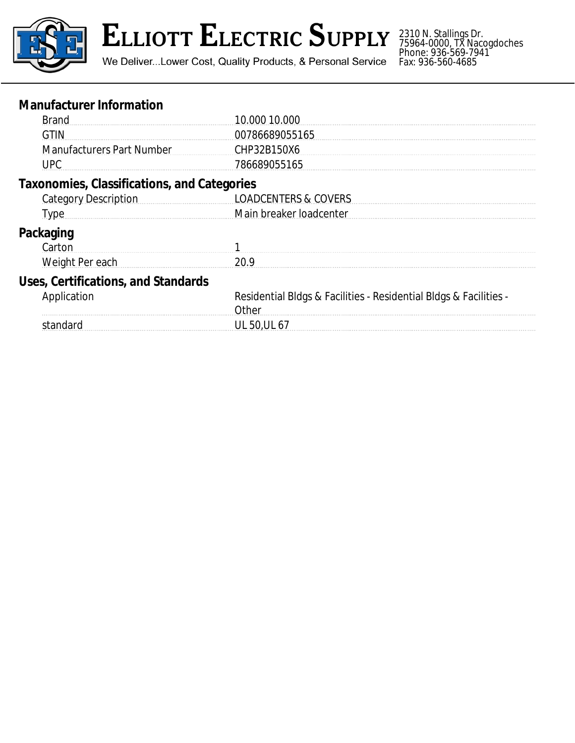# ELLIOTT ELECTRIC SUPPLY

We Deliver...Lower Cost, Quality Products, & Personal Service

2310 N. Stallings Dr.
75964-0000, TX Nacogdoches
Phone: 936-569-7941
Fax: 936-560-4685

## Manufacturer Information

| | |
|---|---|
| Brand | 10.000 10.000 |
| GTIN | 00786689055165 |
| Manufacturers Part Number | CHP32B150X6 |
| UPC | 786689055165 |

## Taxonomies, Classifications, and Categories

| | |
|---|---|
| Category Description | LOADCENTERS & COVERS |
| Type | Main breaker loadcenter |

## Packaging

| | |
|---|---|
| Carton | 1 |
| Weight Per each | 20.9 |

## Uses, Certifications, and Standards

| | |
|---|---|
| Application | Residential Bldgs & Facilities - Residential Bldgs & Facilities - Other |
| standard | UL 50,UL 67 |